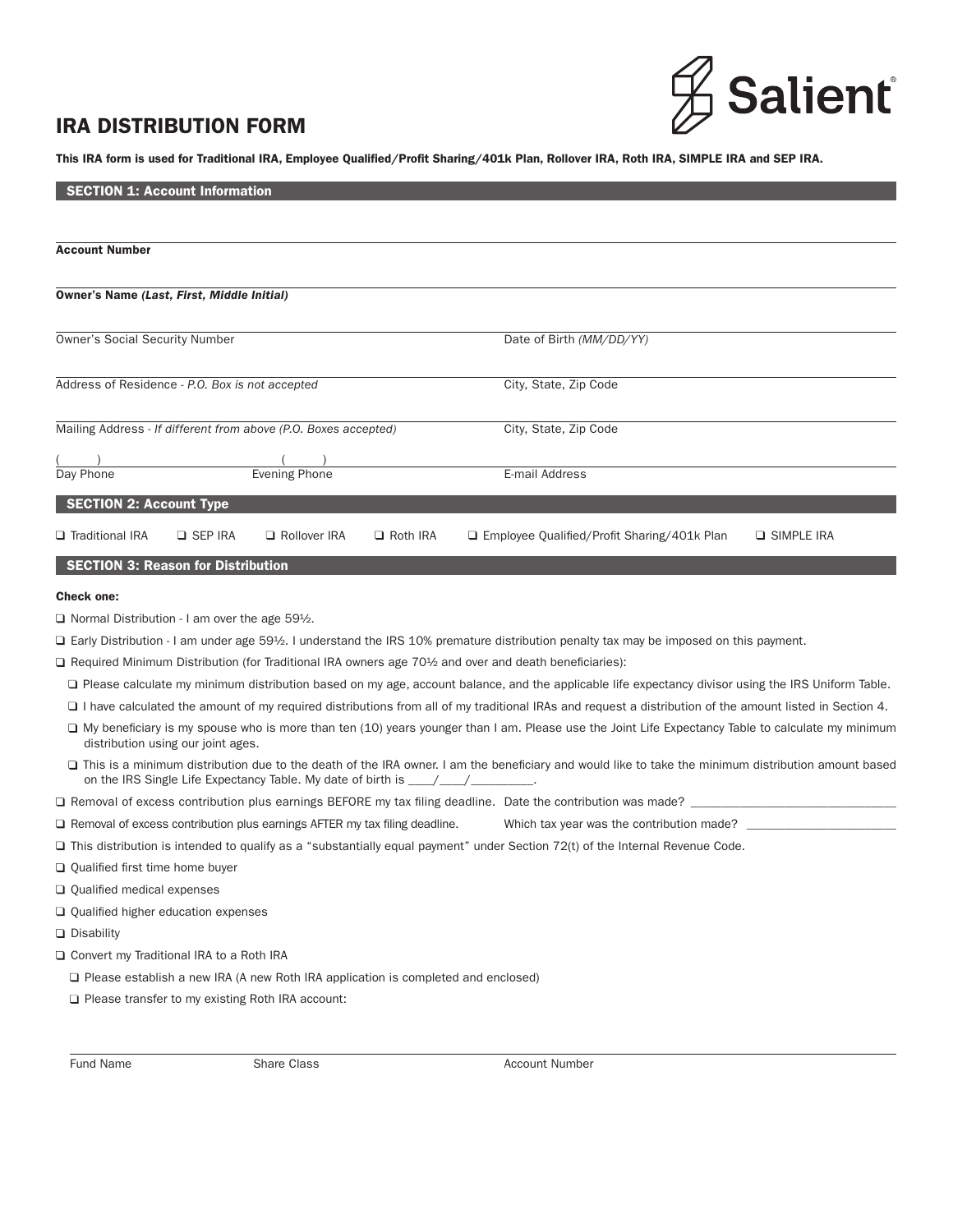# IRA DISTRIBUTION FORM

**This IRA form is used for Traditional IRA, Employee Qualified/Profit Sharing/401k Plan, Rollover IRA, Roth IRA, SIMPLE IRA and SEP IRA.**

## SECTION 1: Account Information

**Account Number**

**Owner's Name *(Last, First, Middle Initial)***

Owner's Social Security Number | Date of Birth *(MM/DD/YY)*

Address of Residence - *P.O. Box is not accepted* | City, State, Zip Code

Mailing Address - *If different from above (P.O. Boxes accepted)* | City, State, Zip Code

( ) Day Phone | ( ) Evening Phone | E-mail Address

## SECTION 2: Account Type

❑ Traditional IRA ❑ SEP IRA ❑ Rollover IRA ❑ Roth IRA ❑ Employee Qualified/Profit Sharing/401k Plan ❑ SIMPLE IRA

## SECTION 3: Reason for Distribution

**Check one:**

❑ Normal Distribution - I am over the age 59½.

❑ Early Distribution - I am under age 59½. I understand the IRS 10% premature distribution penalty tax may be imposed on this payment.

❑ Required Minimum Distribution (for Traditional IRA owners age 70½ and over and death beneficiaries):

- ❑ Please calculate my minimum distribution based on my age, account balance, and the applicable life expectancy divisor using the IRS Uniform Table.
- ❑ I have calculated the amount of my required distributions from all of my traditional IRAs and request a distribution of the amount listed in Section 4.
- ❑ My beneficiary is my spouse who is more than ten (10) years younger than I am. Please use the Joint Life Expectancy Table to calculate my minimum distribution using our joint ages.
- ❑ This is a minimum distribution due to the death of the IRA owner. I am the beneficiary and would like to take the minimum distribution amount based on the IRS Single Life Expectancy Table. My date of birth is ____/____/_________.

❑ Removal of excess contribution plus earnings BEFORE my tax filing deadline. Date the contribution was made? ______________________________

❑ Removal of excess contribution plus earnings AFTER my tax filing deadline. Which tax year was the contribution made? ______________________

❑ This distribution is intended to qualify as a "substantially equal payment" under Section 72(t) of the Internal Revenue Code.

❑ Qualified first time home buyer

❑ Qualified medical expenses

❑ Qualified higher education expenses

❑ Disability

❑ Convert my Traditional IRA to a Roth IRA

- ❑ Please establish a new IRA (A new Roth IRA application is completed and enclosed)
- ❑ Please transfer to my existing Roth IRA account:

Fund Name | Share Class | Account Number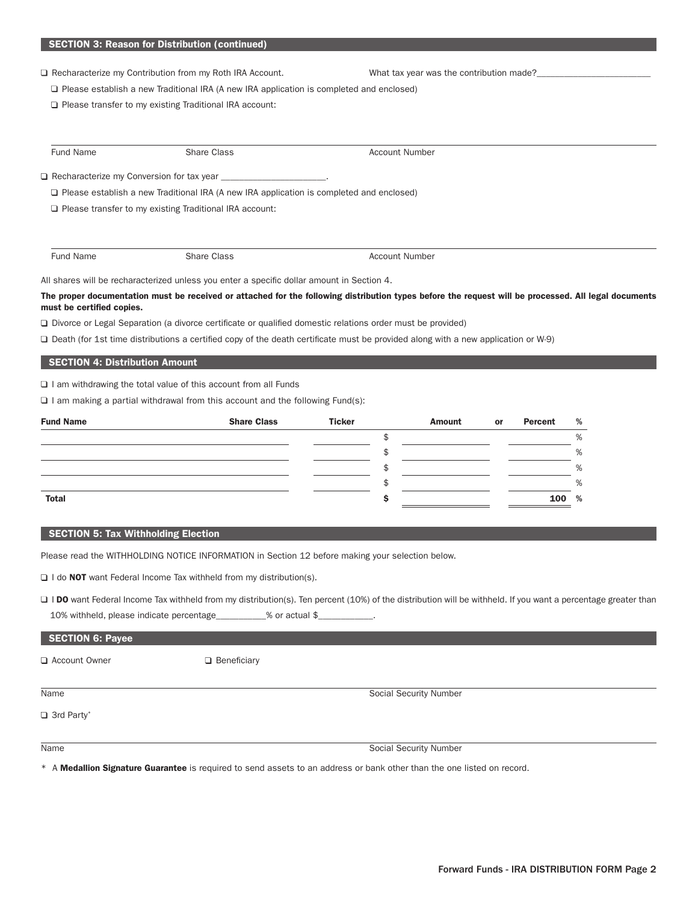## SECTION 3: Reason for Distribution (continued)

❑ Recharacterize my Contribution from my Roth IRA Account. What tax year was the contribution made?________________________

❑ Please establish a new Traditional IRA (A new IRA application is completed and enclosed)

❑ Please transfer to my existing Traditional IRA account:

| Fund Name | Share Class | Account Number |
|---|---|---|
| | | |

❑ Recharacterize my Conversion for tax year ______________________.

❑ Please establish a new Traditional IRA (A new IRA application is completed and enclosed)

❑ Please transfer to my existing Traditional IRA account:

| Fund Name | Share Class | Account Number |
|---|---|---|
| | | |

All shares will be recharacterized unless you enter a specific dollar amount in Section 4.

**The proper documentation must be received or attached for the following distribution types before the request will be processed. All legal documents must be certified copies.**

❑ Divorce or Legal Separation (a divorce certificate or qualified domestic relations order must be provided)

❑ Death (for 1st time distributions a certified copy of the death certificate must be provided along with a new application or W-9)

## SECTION 4: Distribution Amount

❑ I am withdrawing the total value of this account from all Funds

❑ I am making a partial withdrawal from this account and the following Fund(s):

| Fund Name | Share Class | Ticker | Amount | or | Percent | % |
|---|---|---|---|---|---|---|
| | | | $ | | | % |
| | | | $ | | | % |
| | | | $ | | | % |
| | | | $ | | | % |
| **Total** | | | **$** | | **100** | **%** |

## SECTION 5: Tax Withholding Election

Please read the WITHHOLDING NOTICE INFORMATION in Section 12 before making your selection below.

❑ I do **NOT** want Federal Income Tax withheld from my distribution(s).

❑ I **DO** want Federal Income Tax withheld from my distribution(s). Ten percent (10%) of the distribution will be withheld. If you want a percentage greater than 10% withheld, please indicate percentage__________% or actual $___________.

## SECTION 6: Payee

❑ Account Owner ❑ Beneficiary

| Name | Social Security Number |
|---|---|
| | |

❑ 3rd Party*

| Name | Social Security Number |
|---|---|
| | |

* A **Medallion Signature Guarantee** is required to send assets to an address or bank other than the one listed on record.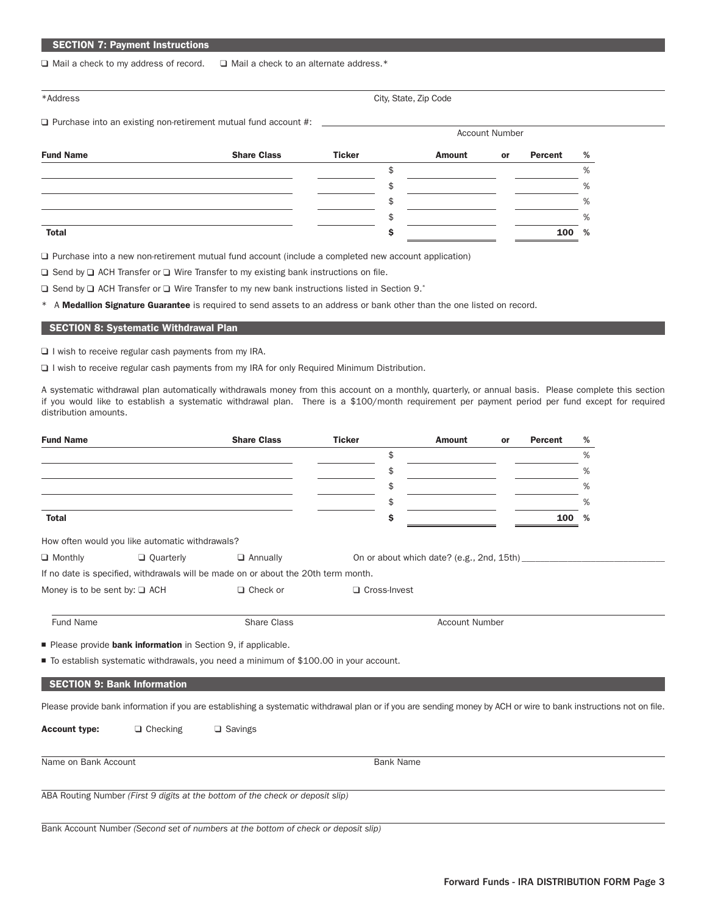## SECTION 7: Payment Instructions

❑ Mail a check to my address of record. ❑ Mail a check to an alternate address.*

*Address ______________________ City, State, Zip Code ______________________

❑ Purchase into an existing non-retirement mutual fund account #: ______________________
Account Number

| Fund Name | Share Class | Ticker | Amount | or | Percent | % |
|---|---|---|---|---|---|---|
| | | | $ | | | % |
| | | | $ | | | % |
| | | | $ | | | % |
| | | | $ | | | % |
| **Total** | | | **$** | | **100** | **%** |

❑ Purchase into a new non-retirement mutual fund account (include a completed new account application)

❑ Send by ❑ ACH Transfer or ❑ Wire Transfer to my existing bank instructions on file.

❑ Send by ❑ ACH Transfer or ❑ Wire Transfer to my new bank instructions listed in Section 9.*

\* A **Medallion Signature Guarantee** is required to send assets to an address or bank other than the one listed on record.

## SECTION 8: Systematic Withdrawal Plan

❑ I wish to receive regular cash payments from my IRA.

❑ I wish to receive regular cash payments from my IRA for only Required Minimum Distribution.

A systematic withdrawal plan automatically withdrawals money from this account on a monthly, quarterly, or annual basis. Please complete this section if you would like to establish a systematic withdrawal plan. There is a $100/month requirement per payment period per fund except for required distribution amounts.

| Fund Name | Share Class | Ticker | Amount | or | Percent | % |
|---|---|---|---|---|---|---|
| | | | $ | | | % |
| | | | $ | | | % |
| | | | $ | | | % |
| | | | $ | | | % |
| **Total** | | | **$** | | **100** | **%** |

How often would you like automatic withdrawals?

❑ Monthly ❑ Quarterly ❑ Annually On or about which date? (e.g., 2nd, 15th) ______________________

If no date is specified, withdrawals will be made on or about the 20th term month.

Money is to be sent by: ❑ ACH ❑ Check or ❑ Cross-Invest

Fund Name ______________ Share Class ______________ Account Number ______________

- Please provide **bank information** in Section 9, if applicable.
- To establish systematic withdrawals, you need a minimum of $100.00 in your account.

## SECTION 9: Bank Information

Please provide bank information if you are establishing a systematic withdrawal plan or if you are sending money by ACH or wire to bank instructions not on file.

**Account type:** ❑ Checking ❑ Savings

Name on Bank Account ______________________ Bank Name ______________________

ABA Routing Number *(First 9 digits at the bottom of the check or deposit slip)* ______________________

Bank Account Number *(Second set of numbers at the bottom of check or deposit slip)* ______________________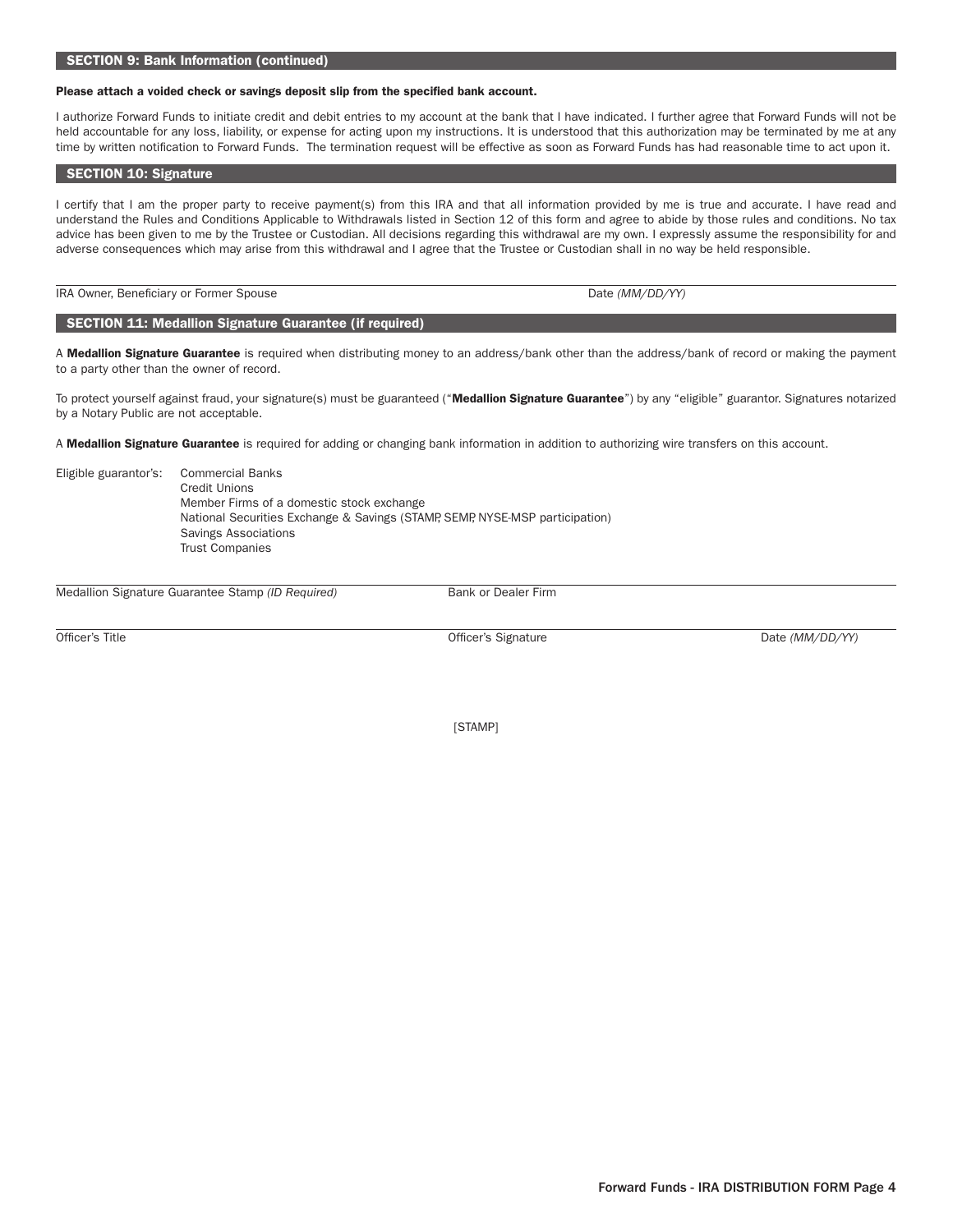## SECTION 9: Bank Information (continued)

**Please attach a voided check or savings deposit slip from the specified bank account.**

I authorize Forward Funds to initiate credit and debit entries to my account at the bank that I have indicated. I further agree that Forward Funds will not be held accountable for any loss, liability, or expense for acting upon my instructions. It is understood that this authorization may be terminated by me at any time by written notification to Forward Funds. The termination request will be effective as soon as Forward Funds has had reasonable time to act upon it.

## SECTION 10: Signature

I certify that I am the proper party to receive payment(s) from this IRA and that all information provided by me is true and accurate. I have read and understand the Rules and Conditions Applicable to Withdrawals listed in Section 12 of this form and agree to abide by those rules and conditions. No tax advice has been given to me by the Trustee or Custodian. All decisions regarding this withdrawal are my own. I expressly assume the responsibility for and adverse consequences which may arise from this withdrawal and I agree that the Trustee or Custodian shall in no way be held responsible.

IRA Owner, Beneficiary or Former Spouse &nbsp;&nbsp;&nbsp;&nbsp; Date *(MM/DD/YY)*

## SECTION 11: Medallion Signature Guarantee (if required)

A **Medallion Signature Guarantee** is required when distributing money to an address/bank other than the address/bank of record or making the payment to a party other than the owner of record.

To protect yourself against fraud, your signature(s) must be guaranteed ("**Medallion Signature Guarantee**") by any "eligible" guarantor. Signatures notarized by a Notary Public are not acceptable.

A **Medallion Signature Guarantee** is required for adding or changing bank information in addition to authorizing wire transfers on this account.

Eligible guarantor's:
- Commercial Banks
- Credit Unions
- Member Firms of a domestic stock exchange
- National Securities Exchange & Savings (STAMP, SEMP, NYSE-MSP participation)
- Savings Associations
- Trust Companies

Medallion Signature Guarantee Stamp *(ID Required)* &nbsp;&nbsp;&nbsp;&nbsp; Bank or Dealer Firm

Officer's Title &nbsp;&nbsp;&nbsp;&nbsp; Officer's Signature &nbsp;&nbsp;&nbsp;&nbsp; Date *(MM/DD/YY)*

[STAMP]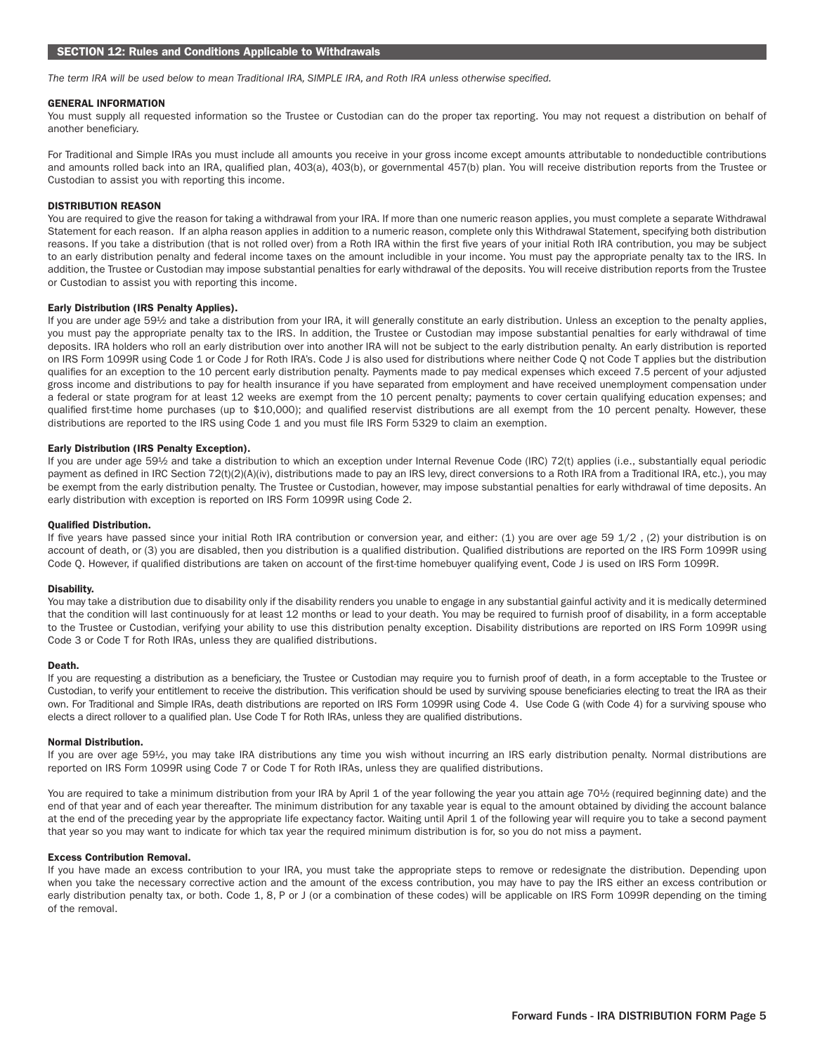## SECTION 12: Rules and Conditions Applicable to Withdrawals

*The term IRA will be used below to mean Traditional IRA, SIMPLE IRA, and Roth IRA unless otherwise specified.*

### GENERAL INFORMATION

You must supply all requested information so the Trustee or Custodian can do the proper tax reporting. You may not request a distribution on behalf of another beneficiary.

For Traditional and Simple IRAs you must include all amounts you receive in your gross income except amounts attributable to nondeductible contributions and amounts rolled back into an IRA, qualified plan, 403(a), 403(b), or governmental 457(b) plan. You will receive distribution reports from the Trustee or Custodian to assist you with reporting this income.

### DISTRIBUTION REASON

You are required to give the reason for taking a withdrawal from your IRA. If more than one numeric reason applies, you must complete a separate Withdrawal Statement for each reason. If an alpha reason applies in addition to a numeric reason, complete only this Withdrawal Statement, specifying both distribution reasons. If you take a distribution (that is not rolled over) from a Roth IRA within the first five years of your initial Roth IRA contribution, you may be subject to an early distribution penalty and federal income taxes on the amount includible in your income. You must pay the appropriate penalty tax to the IRS. In addition, the Trustee or Custodian may impose substantial penalties for early withdrawal of the deposits. You will receive distribution reports from the Trustee or Custodian to assist you with reporting this income.

**Early Distribution (IRS Penalty Applies).**

If you are under age 59½ and take a distribution from your IRA, it will generally constitute an early distribution. Unless an exception to the penalty applies, you must pay the appropriate penalty tax to the IRS. In addition, the Trustee or Custodian may impose substantial penalties for early withdrawal of time deposits. IRA holders who roll an early distribution over into another IRA will not be subject to the early distribution penalty. An early distribution is reported on IRS Form 1099R using Code 1 or Code J for Roth IRA's. Code J is also used for distributions where neither Code Q not Code T applies but the distribution qualifies for an exception to the 10 percent early distribution penalty. Payments made to pay medical expenses which exceed 7.5 percent of your adjusted gross income and distributions to pay for health insurance if you have separated from employment and have received unemployment compensation under a federal or state program for at least 12 weeks are exempt from the 10 percent penalty; payments to cover certain qualifying education expenses; and qualified first-time home purchases (up to $10,000); and qualified reservist distributions are all exempt from the 10 percent penalty. However, these distributions are reported to the IRS using Code 1 and you must file IRS Form 5329 to claim an exemption.

**Early Distribution (IRS Penalty Exception).**

If you are under age 59½ and take a distribution to which an exception under Internal Revenue Code (IRC) 72(t) applies (i.e., substantially equal periodic payment as defined in IRC Section 72(t)(2)(A)(iv), distributions made to pay an IRS levy, direct conversions to a Roth IRA from a Traditional IRA, etc.), you may be exempt from the early distribution penalty. The Trustee or Custodian, however, may impose substantial penalties for early withdrawal of time deposits. An early distribution with exception is reported on IRS Form 1099R using Code 2.

**Qualified Distribution.**

If five years have passed since your initial Roth IRA contribution or conversion year, and either: (1) you are over age 59 1/2 , (2) your distribution is on account of death, or (3) you are disabled, then you distribution is a qualified distribution. Qualified distributions are reported on the IRS Form 1099R using Code Q. However, if qualified distributions are taken on account of the first-time homebuyer qualifying event, Code J is used on IRS Form 1099R.

**Disability.**

You may take a distribution due to disability only if the disability renders you unable to engage in any substantial gainful activity and it is medically determined that the condition will last continuously for at least 12 months or lead to your death. You may be required to furnish proof of disability, in a form acceptable to the Trustee or Custodian, verifying your ability to use this distribution penalty exception. Disability distributions are reported on IRS Form 1099R using Code 3 or Code T for Roth IRAs, unless they are qualified distributions.

**Death.**

If you are requesting a distribution as a beneficiary, the Trustee or Custodian may require you to furnish proof of death, in a form acceptable to the Trustee or Custodian, to verify your entitlement to receive the distribution. This verification should be used by surviving spouse beneficiaries electing to treat the IRA as their own. For Traditional and Simple IRAs, death distributions are reported on IRS Form 1099R using Code 4. Use Code G (with Code 4) for a surviving spouse who elects a direct rollover to a qualified plan. Use Code T for Roth IRAs, unless they are qualified distributions.

**Normal Distribution.**

If you are over age 59½, you may take IRA distributions any time you wish without incurring an IRS early distribution penalty. Normal distributions are reported on IRS Form 1099R using Code 7 or Code T for Roth IRAs, unless they are qualified distributions.

You are required to take a minimum distribution from your IRA by April 1 of the year following the year you attain age 70½ (required beginning date) and the end of that year and of each year thereafter. The minimum distribution for any taxable year is equal to the amount obtained by dividing the account balance at the end of the preceding year by the appropriate life expectancy factor. Waiting until April 1 of the following year will require you to take a second payment that year so you may want to indicate for which tax year the required minimum distribution is for, so you do not miss a payment.

**Excess Contribution Removal.**

If you have made an excess contribution to your IRA, you must take the appropriate steps to remove or redesignate the distribution. Depending upon when you take the necessary corrective action and the amount of the excess contribution, you may have to pay the IRS either an excess contribution or early distribution penalty tax, or both. Code 1, 8, P or J (or a combination of these codes) will be applicable on IRS Form 1099R depending on the timing of the removal.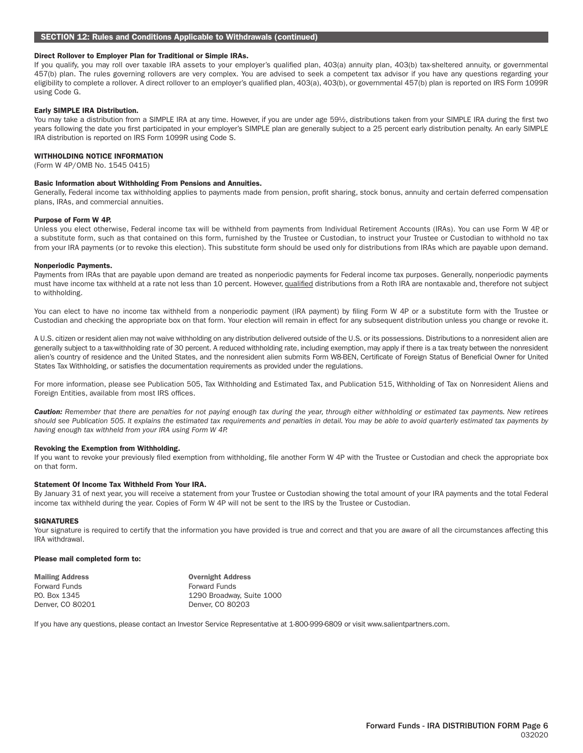## SECTION 12: Rules and Conditions Applicable to Withdrawals (continued)

**Direct Rollover to Employer Plan for Traditional or Simple IRAs.**
If you qualify, you may roll over taxable IRA assets to your employer's qualified plan, 403(a) annuity plan, 403(b) tax-sheltered annuity, or governmental 457(b) plan. The rules governing rollovers are very complex. You are advised to seek a competent tax advisor if you have any questions regarding your eligibility to complete a rollover. A direct rollover to an employer's qualified plan, 403(a), 403(b), or governmental 457(b) plan is reported on IRS Form 1099R using Code G.

**Early SIMPLE IRA Distribution.**
You may take a distribution from a SIMPLE IRA at any time. However, if you are under age 59½, distributions taken from your SIMPLE IRA during the first two years following the date you first participated in your employer's SIMPLE plan are generally subject to a 25 percent early distribution penalty. An early SIMPLE IRA distribution is reported on IRS Form 1099R using Code S.

**WITHHOLDING NOTICE INFORMATION**
(Form W 4P/OMB No. 1545 0415)

**Basic Information about Withholding From Pensions and Annuities.**
Generally, Federal income tax withholding applies to payments made from pension, profit sharing, stock bonus, annuity and certain deferred compensation plans, IRAs, and commercial annuities.

**Purpose of Form W 4P.**
Unless you elect otherwise, Federal income tax will be withheld from payments from Individual Retirement Accounts (IRAs). You can use Form W 4P, or a substitute form, such as that contained on this form, furnished by the Trustee or Custodian, to instruct your Trustee or Custodian to withhold no tax from your IRA payments (or to revoke this election). This substitute form should be used only for distributions from IRAs which are payable upon demand.

**Nonperiodic Payments.**
Payments from IRAs that are payable upon demand are treated as nonperiodic payments for Federal income tax purposes. Generally, nonperiodic payments must have income tax withheld at a rate not less than 10 percent. However, qualified distributions from a Roth IRA are nontaxable and, therefore not subject to withholding.

You can elect to have no income tax withheld from a nonperiodic payment (IRA payment) by filing Form W 4P or a substitute form with the Trustee or Custodian and checking the appropriate box on that form. Your election will remain in effect for any subsequent distribution unless you change or revoke it.

A U.S. citizen or resident alien may not waive withholding on any distribution delivered outside of the U.S. or its possessions. Distributions to a nonresident alien are generally subject to a tax-withholding rate of 30 percent. A reduced withholding rate, including exemption, may apply if there is a tax treaty between the nonresident alien's country of residence and the United States, and the nonresident alien submits Form W8-BEN, Certificate of Foreign Status of Beneficial Owner for United States Tax Withholding, or satisfies the documentation requirements as provided under the regulations.

For more information, please see Publication 505, Tax Withholding and Estimated Tax, and Publication 515, Withholding of Tax on Nonresident Aliens and Foreign Entities, available from most IRS offices.

***Caution:*** *Remember that there are penalties for not paying enough tax during the year, through either withholding or estimated tax payments. New retirees should see Publication 505. It explains the estimated tax requirements and penalties in detail. You may be able to avoid quarterly estimated tax payments by having enough tax withheld from your IRA using Form W 4P.*

**Revoking the Exemption from Withholding.**
If you want to revoke your previously filed exemption from withholding, file another Form W 4P with the Trustee or Custodian and check the appropriate box on that form.

**Statement Of Income Tax Withheld From Your IRA.**
By January 31 of next year, you will receive a statement from your Trustee or Custodian showing the total amount of your IRA payments and the total Federal income tax withheld during the year. Copies of Form W 4P will not be sent to the IRS by the Trustee or Custodian.

**SIGNATURES**
Your signature is required to certify that the information you have provided is true and correct and that you are aware of all the circumstances affecting this IRA withdrawal.

**Please mail completed form to:**

**Mailing Address**
Forward Funds
P.O. Box 1345
Denver, CO 80201

**Overnight Address**
Forward Funds
1290 Broadway, Suite 1000
Denver, CO 80203

If you have any questions, please contact an Investor Service Representative at 1-800-999-6809 or visit www.salientpartners.com.